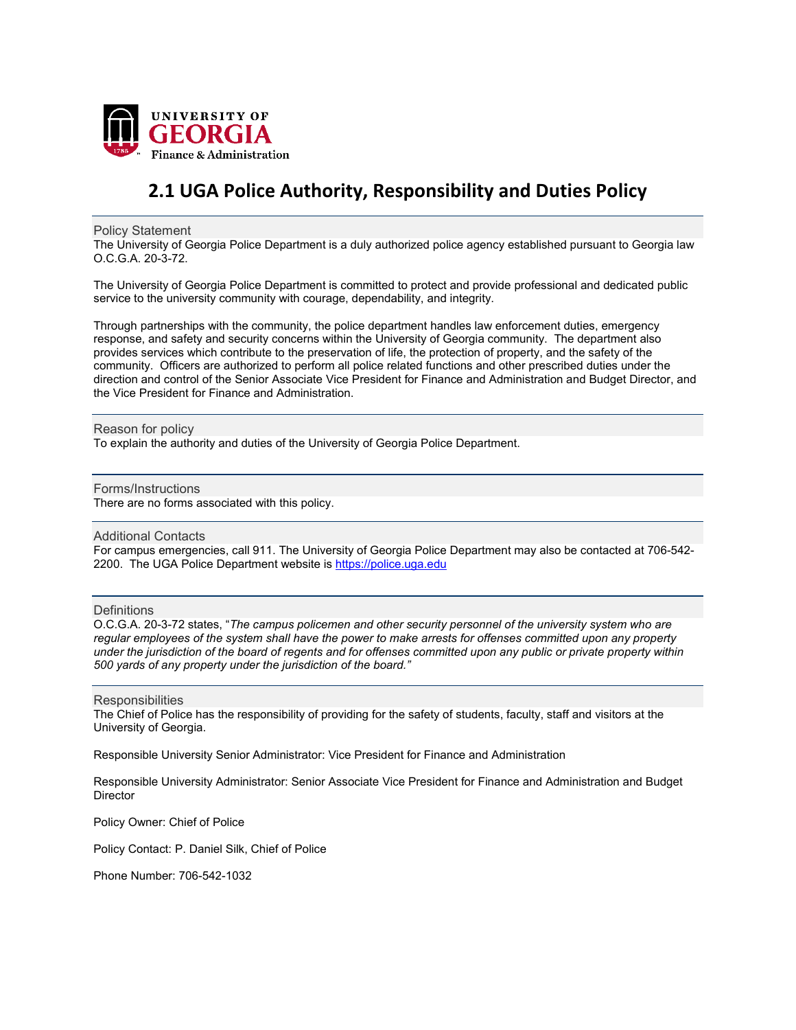UNIVERSITY OF GEORGIA
Finance & Administration

# 2.1 UGA Police Authority, Responsibility and Duties Policy

## Policy Statement

The University of Georgia Police Department is a duly authorized police agency established pursuant to Georgia law O.C.G.A. 20-3-72.

The University of Georgia Police Department is committed to protect and provide professional and dedicated public service to the university community with courage, dependability, and integrity.

Through partnerships with the community, the police department handles law enforcement duties, emergency response, and safety and security concerns within the University of Georgia community. The department also provides services which contribute to the preservation of life, the protection of property, and the safety of the community. Officers are authorized to perform all police related functions and other prescribed duties under the direction and control of the Senior Associate Vice President for Finance and Administration and Budget Director, and the Vice President for Finance and Administration.

## Reason for policy

To explain the authority and duties of the University of Georgia Police Department.

## Forms/Instructions

There are no forms associated with this policy.

## Additional Contacts

For campus emergencies, call 911. The University of Georgia Police Department may also be contacted at 706-542-2200. The UGA Police Department website is [https://police.uga.edu](https://police.uga.edu)

## Definitions

O.C.G.A. 20-3-72 states, "*The campus policemen and other security personnel of the university system who are regular employees of the system shall have the power to make arrests for offenses committed upon any property under the jurisdiction of the board of regents and for offenses committed upon any public or private property within 500 yards of any property under the jurisdiction of the board.*"

## Responsibilities

The Chief of Police has the responsibility of providing for the safety of students, faculty, staff and visitors at the University of Georgia.

Responsible University Senior Administrator: Vice President for Finance and Administration

Responsible University Administrator: Senior Associate Vice President for Finance and Administration and Budget Director

Policy Owner: Chief of Police

Policy Contact: P. Daniel Silk, Chief of Police

Phone Number: 706-542-1032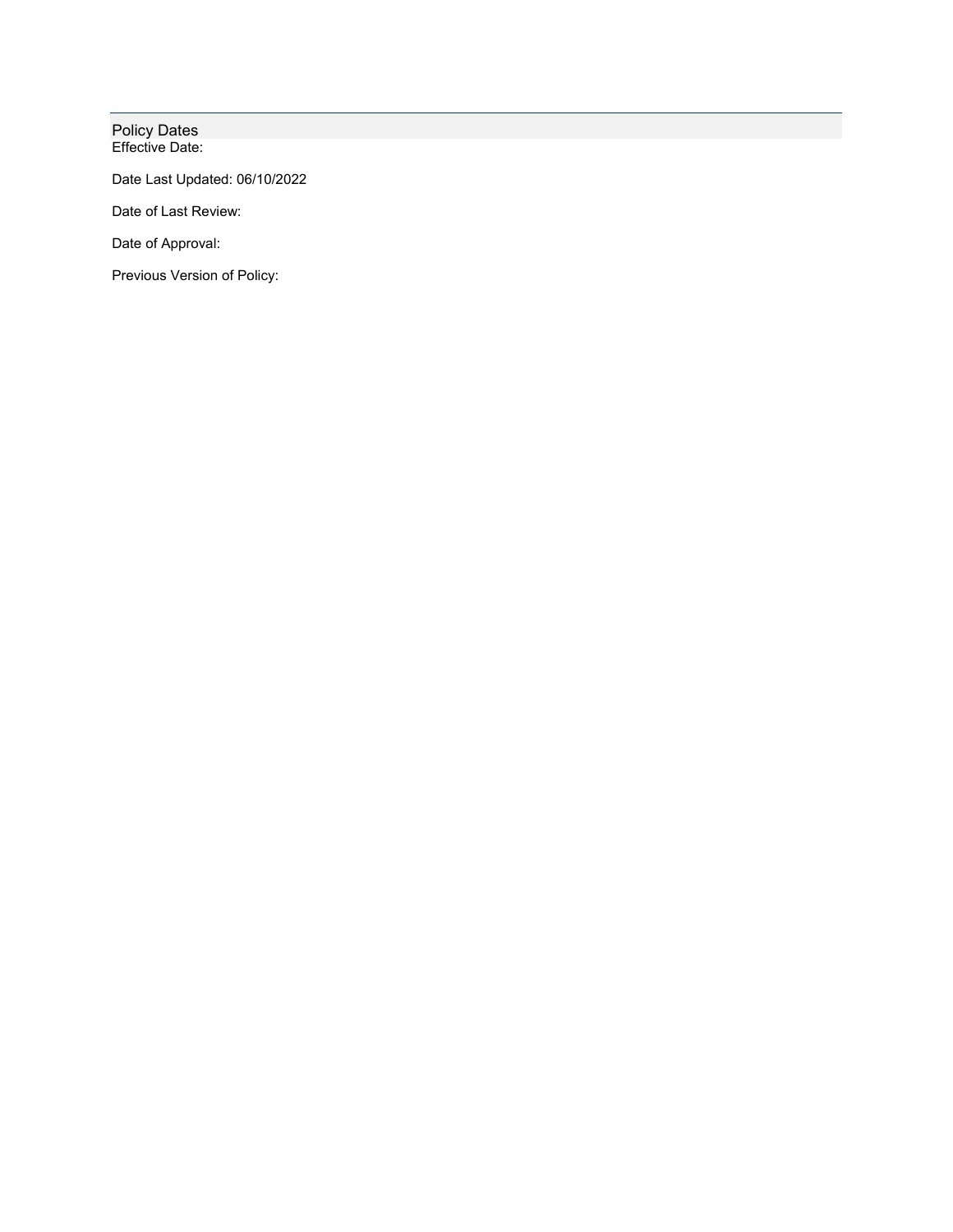## Policy Dates

Effective Date:

Date Last Updated: 06/10/2022

Date of Last Review:

Date of Approval:

Previous Version of Policy: